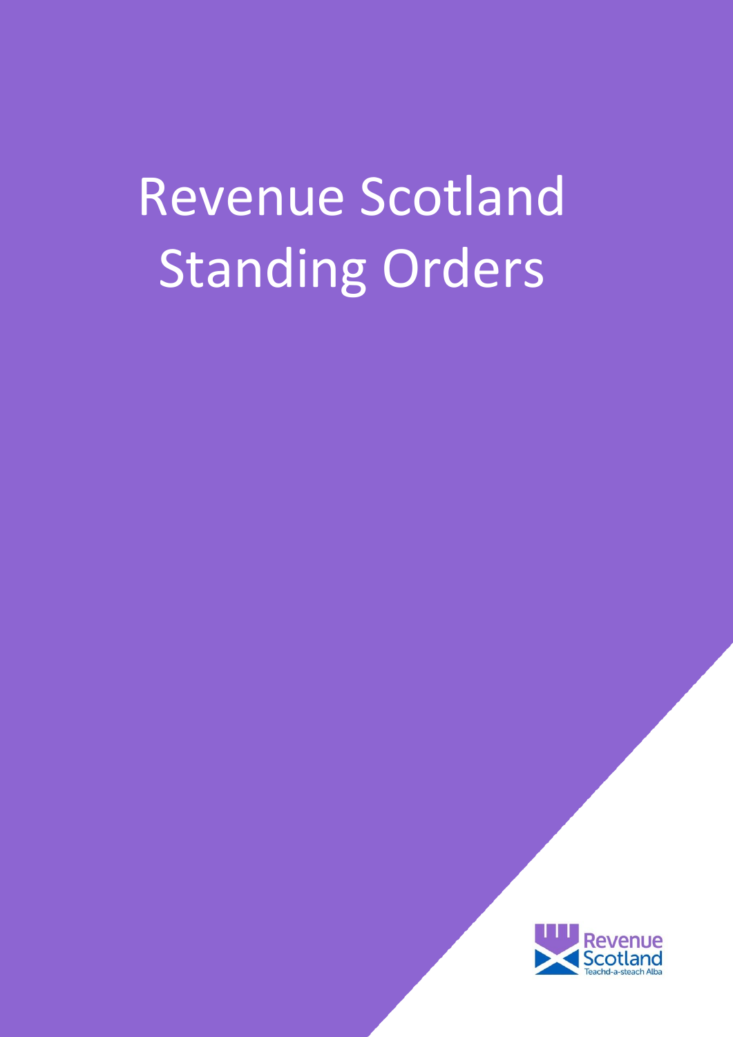# Revenue Scotland Standing Orders

Revenue Scotland
Teachd-a-steach Alba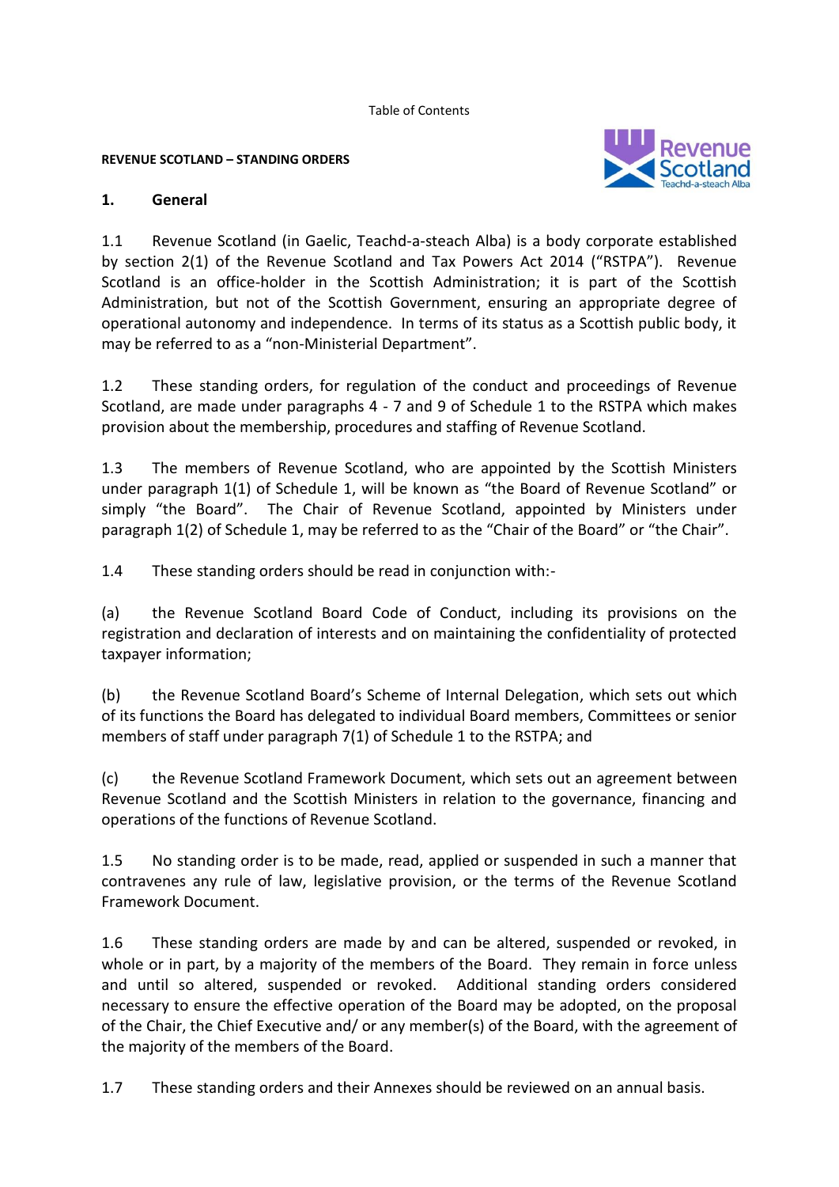Table of Contents

**REVENUE SCOTLAND – STANDING ORDERS**

## 1. General

1.1 Revenue Scotland (in Gaelic, Teachd-a-steach Alba) is a body corporate established by section 2(1) of the Revenue Scotland and Tax Powers Act 2014 ("RSTPA"). Revenue Scotland is an office-holder in the Scottish Administration; it is part of the Scottish Administration, but not of the Scottish Government, ensuring an appropriate degree of operational autonomy and independence. In terms of its status as a Scottish public body, it may be referred to as a "non-Ministerial Department".

1.2 These standing orders, for regulation of the conduct and proceedings of Revenue Scotland, are made under paragraphs 4 - 7 and 9 of Schedule 1 to the RSTPA which makes provision about the membership, procedures and staffing of Revenue Scotland.

1.3 The members of Revenue Scotland, who are appointed by the Scottish Ministers under paragraph 1(1) of Schedule 1, will be known as "the Board of Revenue Scotland" or simply "the Board". The Chair of Revenue Scotland, appointed by Ministers under paragraph 1(2) of Schedule 1, may be referred to as the "Chair of the Board" or "the Chair".

1.4 These standing orders should be read in conjunction with:-

(a) the Revenue Scotland Board Code of Conduct, including its provisions on the registration and declaration of interests and on maintaining the confidentiality of protected taxpayer information;

(b) the Revenue Scotland Board's Scheme of Internal Delegation, which sets out which of its functions the Board has delegated to individual Board members, Committees or senior members of staff under paragraph 7(1) of Schedule 1 to the RSTPA; and

(c) the Revenue Scotland Framework Document, which sets out an agreement between Revenue Scotland and the Scottish Ministers in relation to the governance, financing and operations of the functions of Revenue Scotland.

1.5 No standing order is to be made, read, applied or suspended in such a manner that contravenes any rule of law, legislative provision, or the terms of the Revenue Scotland Framework Document.

1.6 These standing orders are made by and can be altered, suspended or revoked, in whole or in part, by a majority of the members of the Board. They remain in force unless and until so altered, suspended or revoked. Additional standing orders considered necessary to ensure the effective operation of the Board may be adopted, on the proposal of the Chair, the Chief Executive and/ or any member(s) of the Board, with the agreement of the majority of the members of the Board.

1.7 These standing orders and their Annexes should be reviewed on an annual basis.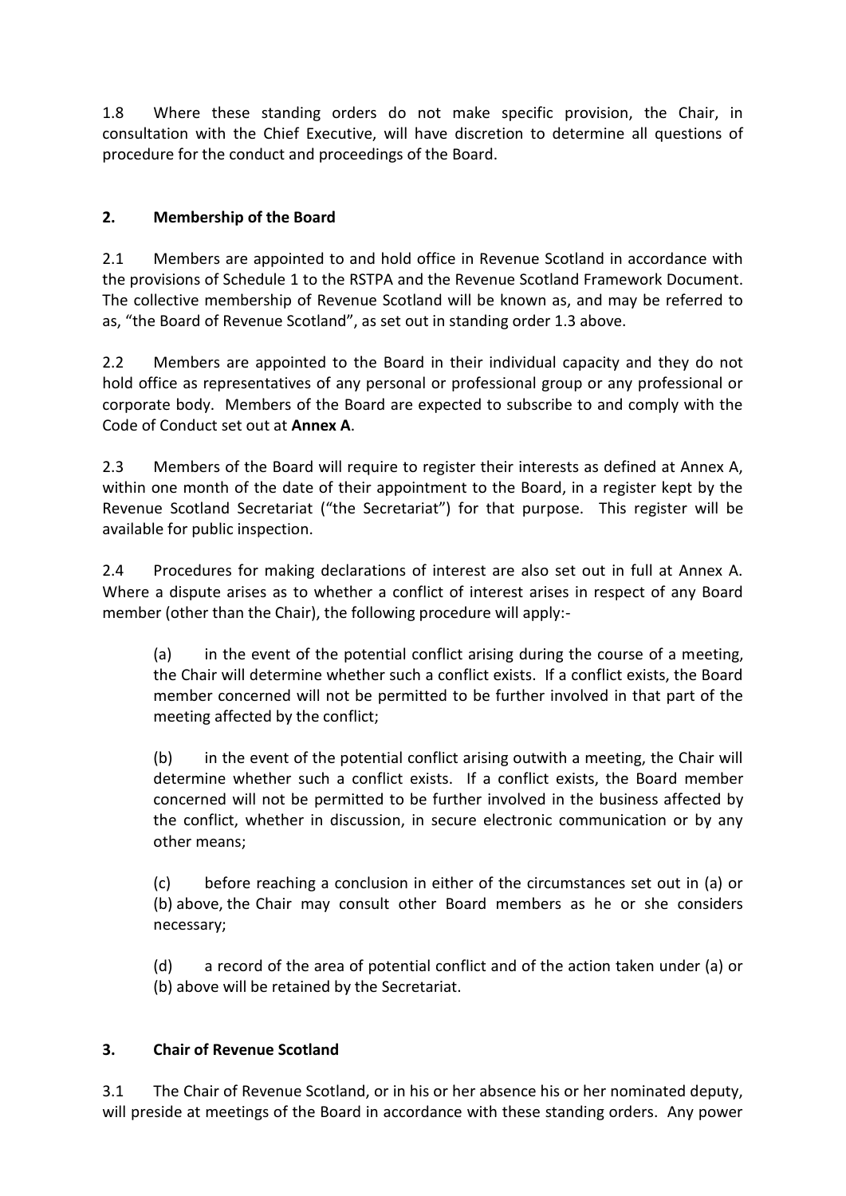1.8 Where these standing orders do not make specific provision, the Chair, in consultation with the Chief Executive, will have discretion to determine all questions of procedure for the conduct and proceedings of the Board.

## 2. Membership of the Board

2.1 Members are appointed to and hold office in Revenue Scotland in accordance with the provisions of Schedule 1 to the RSTPA and the Revenue Scotland Framework Document. The collective membership of Revenue Scotland will be known as, and may be referred to as, "the Board of Revenue Scotland", as set out in standing order 1.3 above.

2.2 Members are appointed to the Board in their individual capacity and they do not hold office as representatives of any personal or professional group or any professional or corporate body. Members of the Board are expected to subscribe to and comply with the Code of Conduct set out at **Annex A**.

2.3 Members of the Board will require to register their interests as defined at Annex A, within one month of the date of their appointment to the Board, in a register kept by the Revenue Scotland Secretariat ("the Secretariat") for that purpose. This register will be available for public inspection.

2.4 Procedures for making declarations of interest are also set out in full at Annex A. Where a dispute arises as to whether a conflict of interest arises in respect of any Board member (other than the Chair), the following procedure will apply:-

(a) in the event of the potential conflict arising during the course of a meeting, the Chair will determine whether such a conflict exists. If a conflict exists, the Board member concerned will not be permitted to be further involved in that part of the meeting affected by the conflict;

(b) in the event of the potential conflict arising outwith a meeting, the Chair will determine whether such a conflict exists. If a conflict exists, the Board member concerned will not be permitted to be further involved in the business affected by the conflict, whether in discussion, in secure electronic communication or by any other means;

(c) before reaching a conclusion in either of the circumstances set out in (a) or (b) above, the Chair may consult other Board members as he or she considers necessary;

(d) a record of the area of potential conflict and of the action taken under (a) or (b) above will be retained by the Secretariat.

## 3. Chair of Revenue Scotland

3.1 The Chair of Revenue Scotland, or in his or her absence his or her nominated deputy, will preside at meetings of the Board in accordance with these standing orders. Any power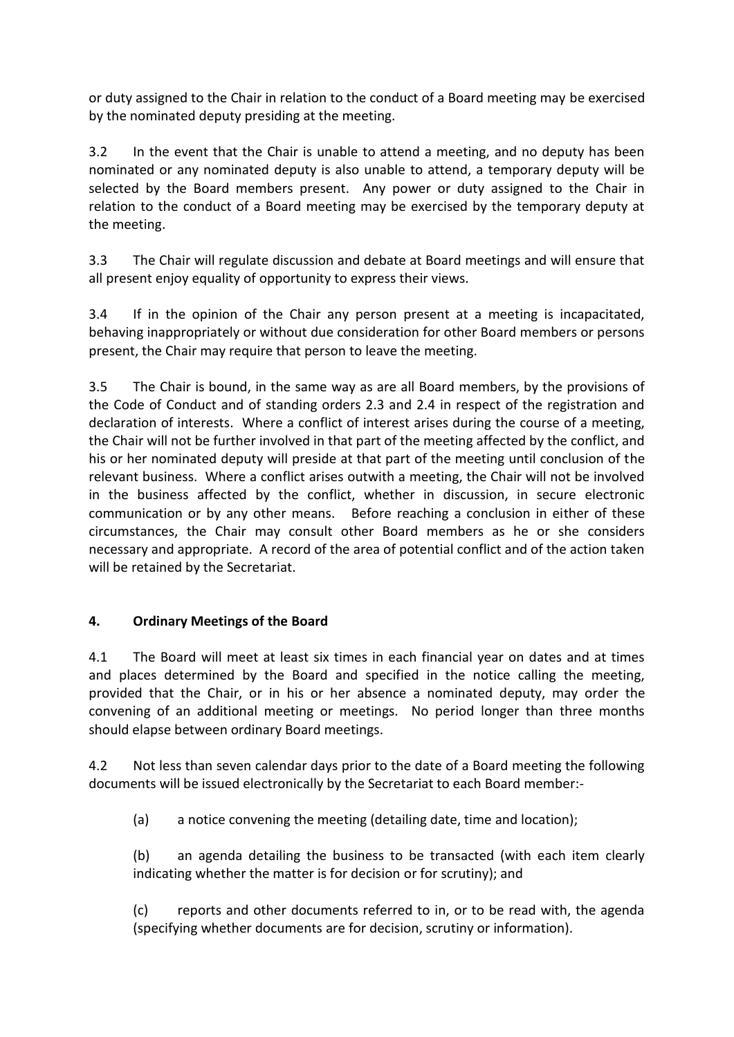or duty assigned to the Chair in relation to the conduct of a Board meeting may be exercised by the nominated deputy presiding at the meeting.

3.2 In the event that the Chair is unable to attend a meeting, and no deputy has been nominated or any nominated deputy is also unable to attend, a temporary deputy will be selected by the Board members present. Any power or duty assigned to the Chair in relation to the conduct of a Board meeting may be exercised by the temporary deputy at the meeting.

3.3 The Chair will regulate discussion and debate at Board meetings and will ensure that all present enjoy equality of opportunity to express their views.

3.4 If in the opinion of the Chair any person present at a meeting is incapacitated, behaving inappropriately or without due consideration for other Board members or persons present, the Chair may require that person to leave the meeting.

3.5 The Chair is bound, in the same way as are all Board members, by the provisions of the Code of Conduct and of standing orders 2.3 and 2.4 in respect of the registration and declaration of interests. Where a conflict of interest arises during the course of a meeting, the Chair will not be further involved in that part of the meeting affected by the conflict, and his or her nominated deputy will preside at that part of the meeting until conclusion of the relevant business. Where a conflict arises outwith a meeting, the Chair will not be involved in the business affected by the conflict, whether in discussion, in secure electronic communication or by any other means. Before reaching a conclusion in either of these circumstances, the Chair may consult other Board members as he or she considers necessary and appropriate. A record of the area of potential conflict and of the action taken will be retained by the Secretariat.

## 4. Ordinary Meetings of the Board

4.1 The Board will meet at least six times in each financial year on dates and at times and places determined by the Board and specified in the notice calling the meeting, provided that the Chair, or in his or her absence a nominated deputy, may order the convening of an additional meeting or meetings. No period longer than three months should elapse between ordinary Board meetings.

4.2 Not less than seven calendar days prior to the date of a Board meeting the following documents will be issued electronically by the Secretariat to each Board member:-

(a) a notice convening the meeting (detailing date, time and location);

(b) an agenda detailing the business to be transacted (with each item clearly indicating whether the matter is for decision or for scrutiny); and

(c) reports and other documents referred to in, or to be read with, the agenda (specifying whether documents are for decision, scrutiny or information).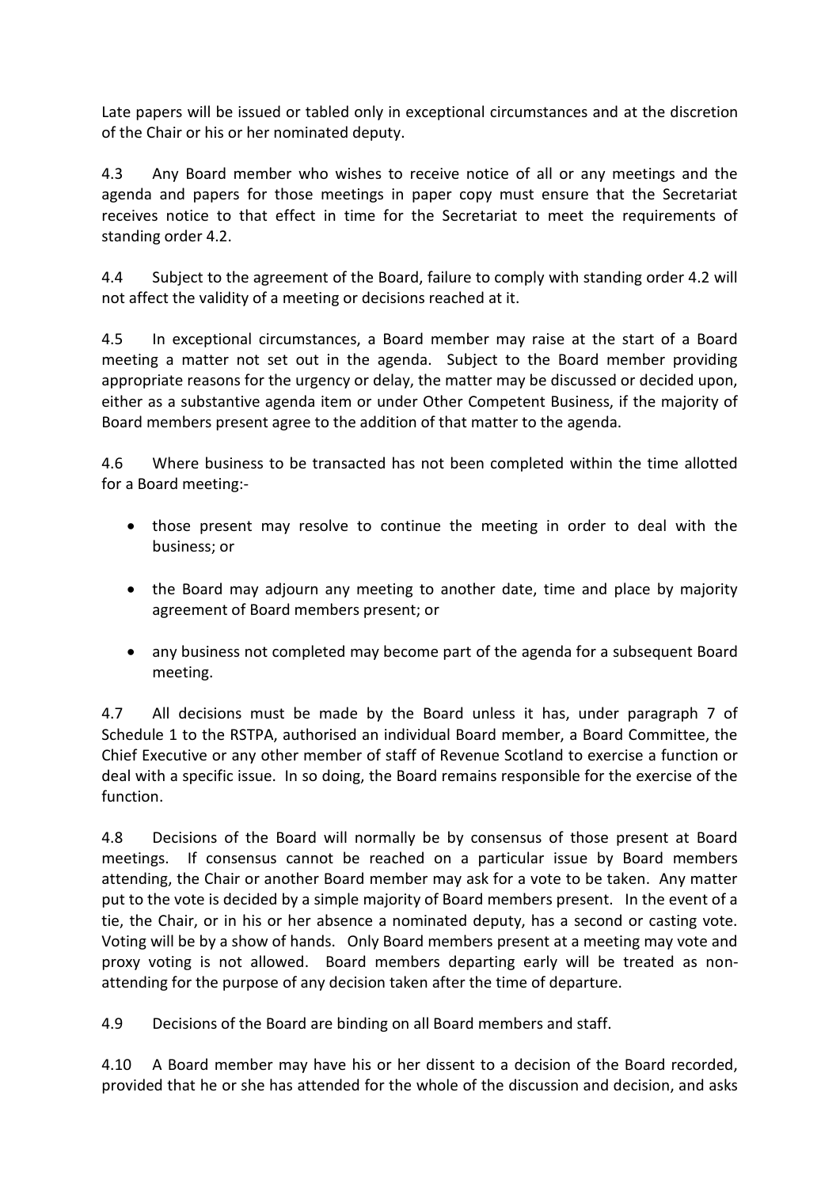Late papers will be issued or tabled only in exceptional circumstances and at the discretion of the Chair or his or her nominated deputy.

4.3 Any Board member who wishes to receive notice of all or any meetings and the agenda and papers for those meetings in paper copy must ensure that the Secretariat receives notice to that effect in time for the Secretariat to meet the requirements of standing order 4.2.

4.4 Subject to the agreement of the Board, failure to comply with standing order 4.2 will not affect the validity of a meeting or decisions reached at it.

4.5 In exceptional circumstances, a Board member may raise at the start of a Board meeting a matter not set out in the agenda. Subject to the Board member providing appropriate reasons for the urgency or delay, the matter may be discussed or decided upon, either as a substantive agenda item or under Other Competent Business, if the majority of Board members present agree to the addition of that matter to the agenda.

4.6 Where business to be transacted has not been completed within the time allotted for a Board meeting:-

- those present may resolve to continue the meeting in order to deal with the business; or
- the Board may adjourn any meeting to another date, time and place by majority agreement of Board members present; or
- any business not completed may become part of the agenda for a subsequent Board meeting.

4.7 All decisions must be made by the Board unless it has, under paragraph 7 of Schedule 1 to the RSTPA, authorised an individual Board member, a Board Committee, the Chief Executive or any other member of staff of Revenue Scotland to exercise a function or deal with a specific issue. In so doing, the Board remains responsible for the exercise of the function.

4.8 Decisions of the Board will normally be by consensus of those present at Board meetings. If consensus cannot be reached on a particular issue by Board members attending, the Chair or another Board member may ask for a vote to be taken. Any matter put to the vote is decided by a simple majority of Board members present. In the event of a tie, the Chair, or in his or her absence a nominated deputy, has a second or casting vote. Voting will be by a show of hands. Only Board members present at a meeting may vote and proxy voting is not allowed. Board members departing early will be treated as non-attending for the purpose of any decision taken after the time of departure.

4.9 Decisions of the Board are binding on all Board members and staff.

4.10 A Board member may have his or her dissent to a decision of the Board recorded, provided that he or she has attended for the whole of the discussion and decision, and asks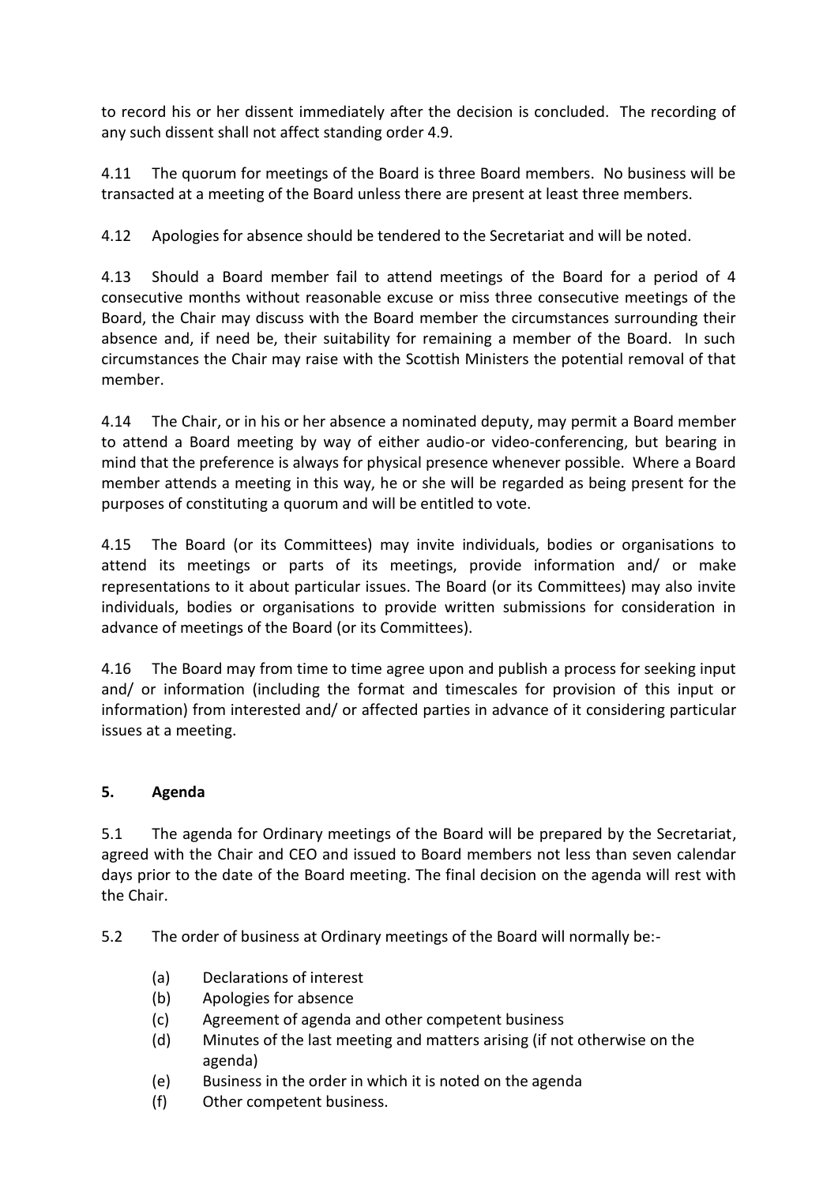to record his or her dissent immediately after the decision is concluded. The recording of any such dissent shall not affect standing order 4.9.

4.11 The quorum for meetings of the Board is three Board members. No business will be transacted at a meeting of the Board unless there are present at least three members.

4.12 Apologies for absence should be tendered to the Secretariat and will be noted.

4.13 Should a Board member fail to attend meetings of the Board for a period of 4 consecutive months without reasonable excuse or miss three consecutive meetings of the Board, the Chair may discuss with the Board member the circumstances surrounding their absence and, if need be, their suitability for remaining a member of the Board. In such circumstances the Chair may raise with the Scottish Ministers the potential removal of that member.

4.14 The Chair, or in his or her absence a nominated deputy, may permit a Board member to attend a Board meeting by way of either audio-or video-conferencing, but bearing in mind that the preference is always for physical presence whenever possible. Where a Board member attends a meeting in this way, he or she will be regarded as being present for the purposes of constituting a quorum and will be entitled to vote.

4.15 The Board (or its Committees) may invite individuals, bodies or organisations to attend its meetings or parts of its meetings, provide information and/ or make representations to it about particular issues. The Board (or its Committees) may also invite individuals, bodies or organisations to provide written submissions for consideration in advance of meetings of the Board (or its Committees).

4.16 The Board may from time to time agree upon and publish a process for seeking input and/ or information (including the format and timescales for provision of this input or information) from interested and/ or affected parties in advance of it considering particular issues at a meeting.

## 5. Agenda

5.1 The agenda for Ordinary meetings of the Board will be prepared by the Secretariat, agreed with the Chair and CEO and issued to Board members not less than seven calendar days prior to the date of the Board meeting. The final decision on the agenda will rest with the Chair.

5.2 The order of business at Ordinary meetings of the Board will normally be:-

- (a) Declarations of interest
- (b) Apologies for absence
- (c) Agreement of agenda and other competent business
- (d) Minutes of the last meeting and matters arising (if not otherwise on the agenda)
- (e) Business in the order in which it is noted on the agenda
- (f) Other competent business.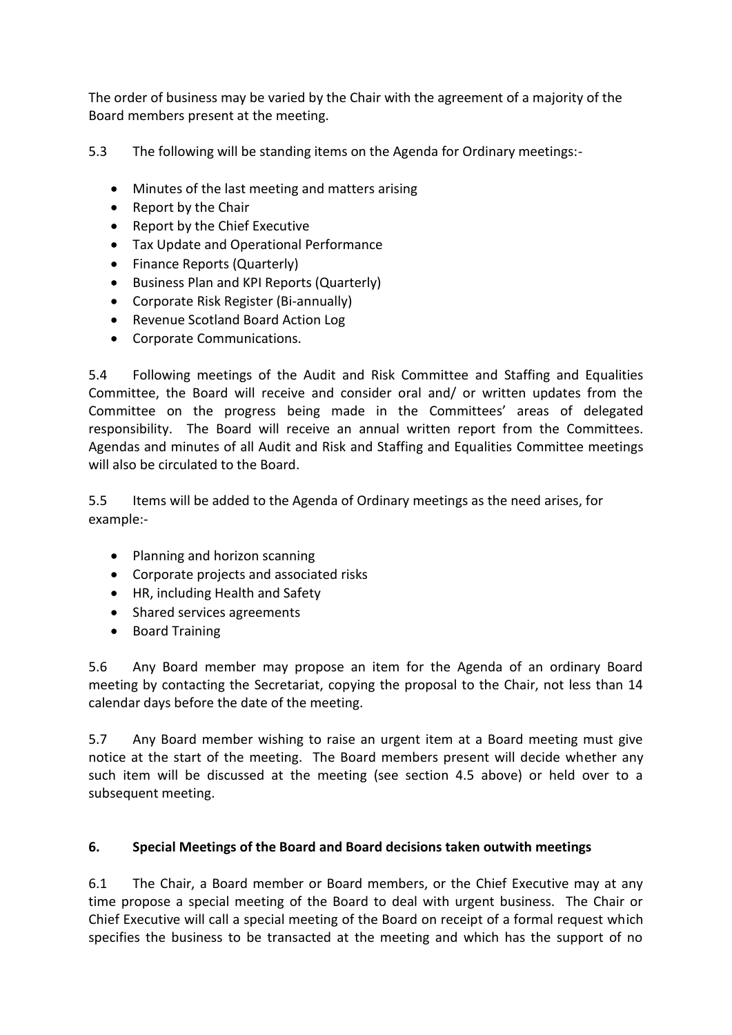The order of business may be varied by the Chair with the agreement of a majority of the Board members present at the meeting.

5.3 The following will be standing items on the Agenda for Ordinary meetings:-

- Minutes of the last meeting and matters arising
- Report by the Chair
- Report by the Chief Executive
- Tax Update and Operational Performance
- Finance Reports (Quarterly)
- Business Plan and KPI Reports (Quarterly)
- Corporate Risk Register (Bi-annually)
- Revenue Scotland Board Action Log
- Corporate Communications.

5.4 Following meetings of the Audit and Risk Committee and Staffing and Equalities Committee, the Board will receive and consider oral and/ or written updates from the Committee on the progress being made in the Committees' areas of delegated responsibility. The Board will receive an annual written report from the Committees. Agendas and minutes of all Audit and Risk and Staffing and Equalities Committee meetings will also be circulated to the Board.

5.5 Items will be added to the Agenda of Ordinary meetings as the need arises, for example:-

- Planning and horizon scanning
- Corporate projects and associated risks
- HR, including Health and Safety
- Shared services agreements
- Board Training

5.6 Any Board member may propose an item for the Agenda of an ordinary Board meeting by contacting the Secretariat, copying the proposal to the Chair, not less than 14 calendar days before the date of the meeting.

5.7 Any Board member wishing to raise an urgent item at a Board meeting must give notice at the start of the meeting. The Board members present will decide whether any such item will be discussed at the meeting (see section 4.5 above) or held over to a subsequent meeting.

## 6. Special Meetings of the Board and Board decisions taken outwith meetings

6.1 The Chair, a Board member or Board members, or the Chief Executive may at any time propose a special meeting of the Board to deal with urgent business. The Chair or Chief Executive will call a special meeting of the Board on receipt of a formal request which specifies the business to be transacted at the meeting and which has the support of no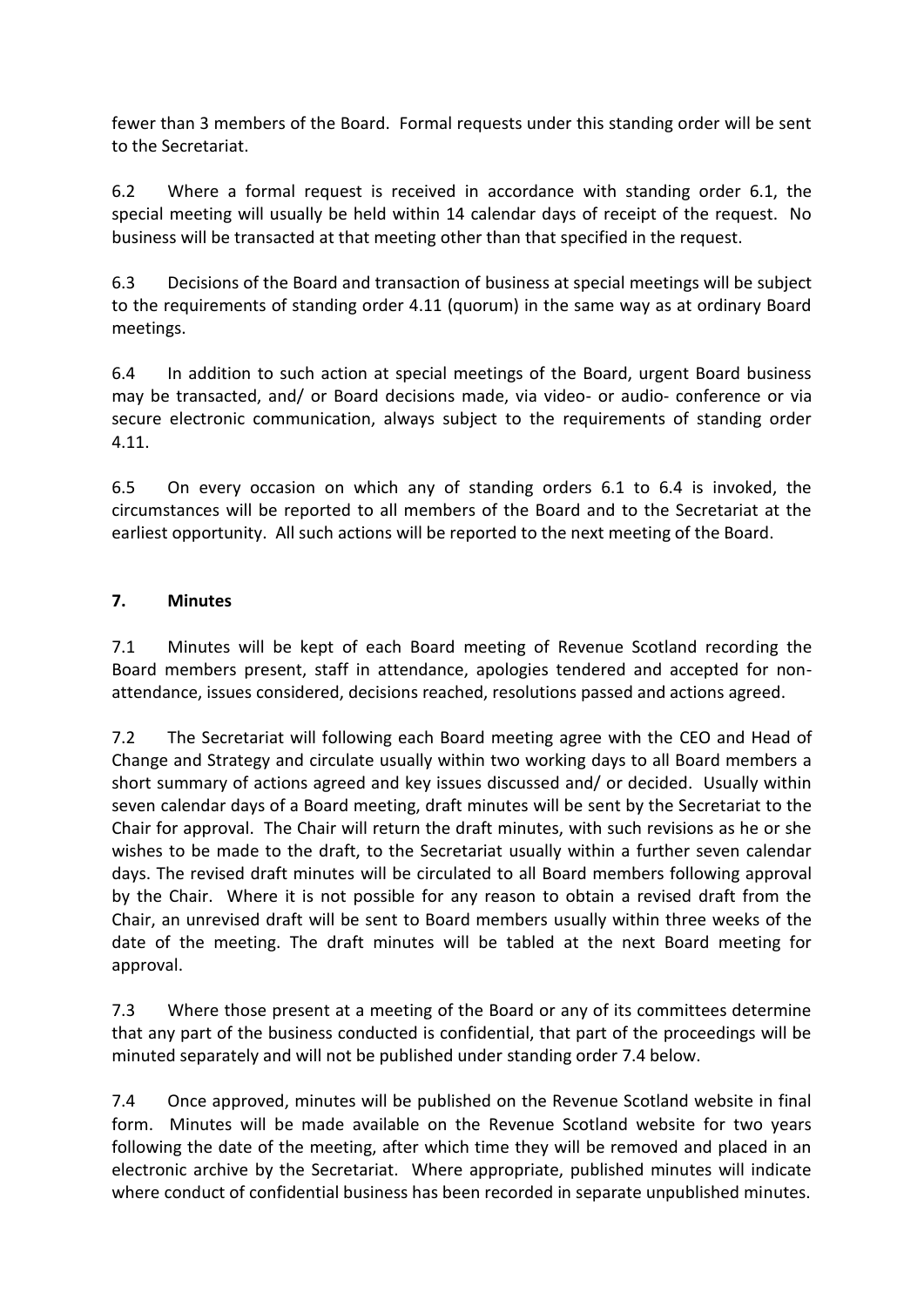fewer than 3 members of the Board. Formal requests under this standing order will be sent to the Secretariat.

6.2 Where a formal request is received in accordance with standing order 6.1, the special meeting will usually be held within 14 calendar days of receipt of the request. No business will be transacted at that meeting other than that specified in the request.

6.3 Decisions of the Board and transaction of business at special meetings will be subject to the requirements of standing order 4.11 (quorum) in the same way as at ordinary Board meetings.

6.4 In addition to such action at special meetings of the Board, urgent Board business may be transacted, and/ or Board decisions made, via video- or audio- conference or via secure electronic communication, always subject to the requirements of standing order 4.11.

6.5 On every occasion on which any of standing orders 6.1 to 6.4 is invoked, the circumstances will be reported to all members of the Board and to the Secretariat at the earliest opportunity. All such actions will be reported to the next meeting of the Board.

## 7. Minutes

7.1 Minutes will be kept of each Board meeting of Revenue Scotland recording the Board members present, staff in attendance, apologies tendered and accepted for non-attendance, issues considered, decisions reached, resolutions passed and actions agreed.

7.2 The Secretariat will following each Board meeting agree with the CEO and Head of Change and Strategy and circulate usually within two working days to all Board members a short summary of actions agreed and key issues discussed and/ or decided. Usually within seven calendar days of a Board meeting, draft minutes will be sent by the Secretariat to the Chair for approval. The Chair will return the draft minutes, with such revisions as he or she wishes to be made to the draft, to the Secretariat usually within a further seven calendar days. The revised draft minutes will be circulated to all Board members following approval by the Chair. Where it is not possible for any reason to obtain a revised draft from the Chair, an unrevised draft will be sent to Board members usually within three weeks of the date of the meeting. The draft minutes will be tabled at the next Board meeting for approval.

7.3 Where those present at a meeting of the Board or any of its committees determine that any part of the business conducted is confidential, that part of the proceedings will be minuted separately and will not be published under standing order 7.4 below.

7.4 Once approved, minutes will be published on the Revenue Scotland website in final form. Minutes will be made available on the Revenue Scotland website for two years following the date of the meeting, after which time they will be removed and placed in an electronic archive by the Secretariat. Where appropriate, published minutes will indicate where conduct of confidential business has been recorded in separate unpublished minutes.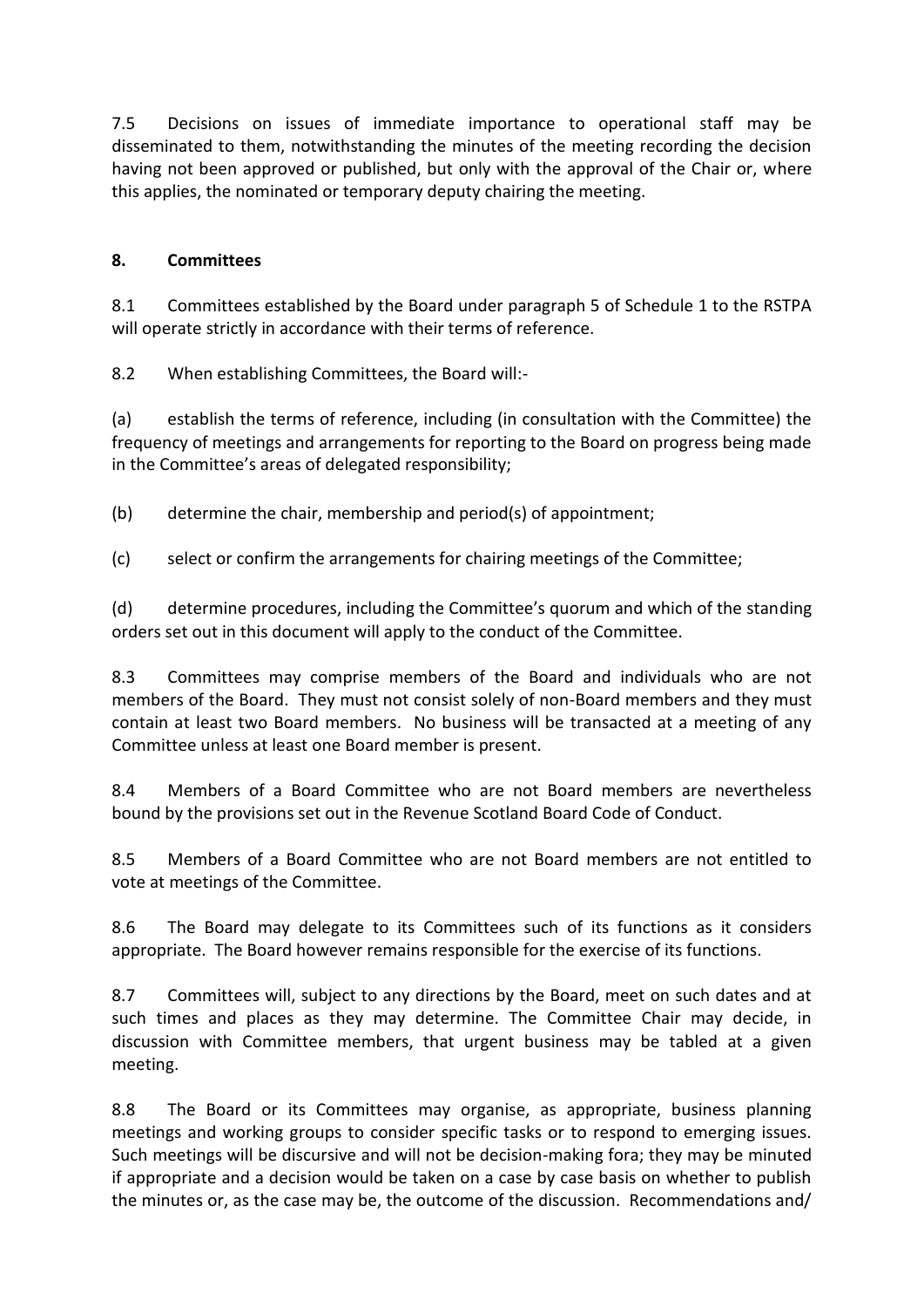7.5 Decisions on issues of immediate importance to operational staff may be disseminated to them, notwithstanding the minutes of the meeting recording the decision having not been approved or published, but only with the approval of the Chair or, where this applies, the nominated or temporary deputy chairing the meeting.

## 8. Committees

8.1 Committees established by the Board under paragraph 5 of Schedule 1 to the RSTPA will operate strictly in accordance with their terms of reference.

8.2 When establishing Committees, the Board will:-

(a) establish the terms of reference, including (in consultation with the Committee) the frequency of meetings and arrangements for reporting to the Board on progress being made in the Committee's areas of delegated responsibility;

(b) determine the chair, membership and period(s) of appointment;

(c) select or confirm the arrangements for chairing meetings of the Committee;

(d) determine procedures, including the Committee's quorum and which of the standing orders set out in this document will apply to the conduct of the Committee.

8.3 Committees may comprise members of the Board and individuals who are not members of the Board. They must not consist solely of non-Board members and they must contain at least two Board members. No business will be transacted at a meeting of any Committee unless at least one Board member is present.

8.4 Members of a Board Committee who are not Board members are nevertheless bound by the provisions set out in the Revenue Scotland Board Code of Conduct.

8.5 Members of a Board Committee who are not Board members are not entitled to vote at meetings of the Committee.

8.6 The Board may delegate to its Committees such of its functions as it considers appropriate. The Board however remains responsible for the exercise of its functions.

8.7 Committees will, subject to any directions by the Board, meet on such dates and at such times and places as they may determine. The Committee Chair may decide, in discussion with Committee members, that urgent business may be tabled at a given meeting.

8.8 The Board or its Committees may organise, as appropriate, business planning meetings and working groups to consider specific tasks or to respond to emerging issues. Such meetings will be discursive and will not be decision-making fora; they may be minuted if appropriate and a decision would be taken on a case by case basis on whether to publish the minutes or, as the case may be, the outcome of the discussion. Recommendations and/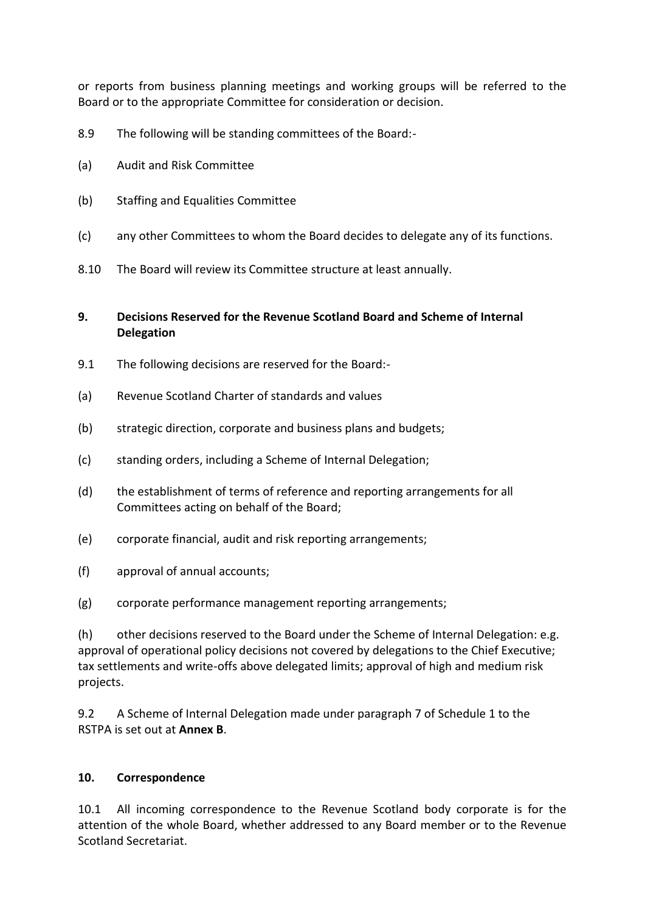or reports from business planning meetings and working groups will be referred to the Board or to the appropriate Committee for consideration or decision.

8.9 The following will be standing committees of the Board:-

(a) Audit and Risk Committee

(b) Staffing and Equalities Committee

(c) any other Committees to whom the Board decides to delegate any of its functions.

8.10 The Board will review its Committee structure at least annually.

## 9. Decisions Reserved for the Revenue Scotland Board and Scheme of Internal Delegation

9.1 The following decisions are reserved for the Board:-

(a) Revenue Scotland Charter of standards and values

(b) strategic direction, corporate and business plans and budgets;

(c) standing orders, including a Scheme of Internal Delegation;

(d) the establishment of terms of reference and reporting arrangements for all Committees acting on behalf of the Board;

(e) corporate financial, audit and risk reporting arrangements;

(f) approval of annual accounts;

(g) corporate performance management reporting arrangements;

(h) other decisions reserved to the Board under the Scheme of Internal Delegation: e.g. approval of operational policy decisions not covered by delegations to the Chief Executive; tax settlements and write-offs above delegated limits; approval of high and medium risk projects.

9.2 A Scheme of Internal Delegation made under paragraph 7 of Schedule 1 to the RSTPA is set out at **Annex B**.

## 10. Correspondence

10.1 All incoming correspondence to the Revenue Scotland body corporate is for the attention of the whole Board, whether addressed to any Board member or to the Revenue Scotland Secretariat.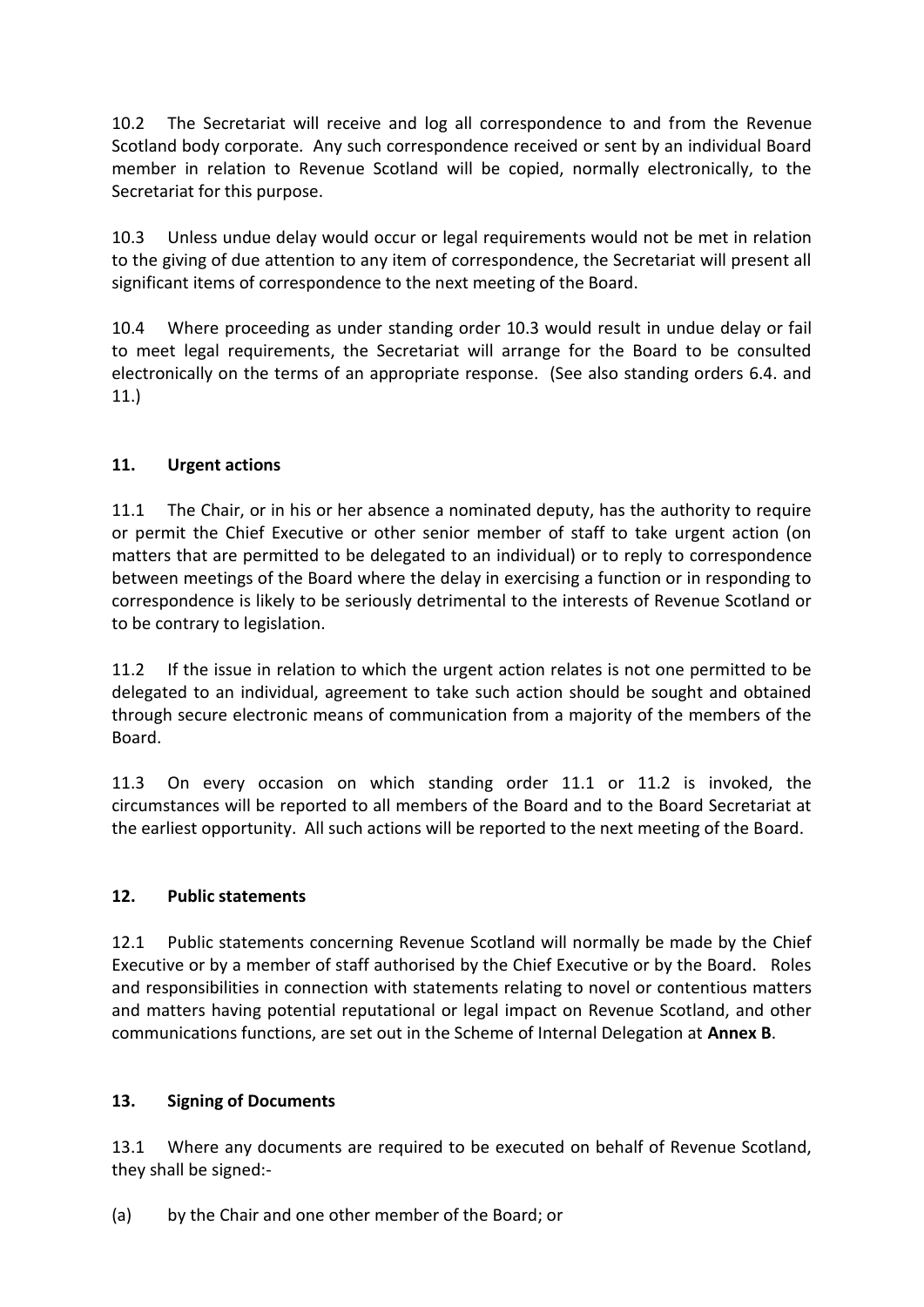10.2 The Secretariat will receive and log all correspondence to and from the Revenue Scotland body corporate. Any such correspondence received or sent by an individual Board member in relation to Revenue Scotland will be copied, normally electronically, to the Secretariat for this purpose.

10.3 Unless undue delay would occur or legal requirements would not be met in relation to the giving of due attention to any item of correspondence, the Secretariat will present all significant items of correspondence to the next meeting of the Board.

10.4 Where proceeding as under standing order 10.3 would result in undue delay or fail to meet legal requirements, the Secretariat will arrange for the Board to be consulted electronically on the terms of an appropriate response. (See also standing orders 6.4. and 11.)

## 11. Urgent actions

11.1 The Chair, or in his or her absence a nominated deputy, has the authority to require or permit the Chief Executive or other senior member of staff to take urgent action (on matters that are permitted to be delegated to an individual) or to reply to correspondence between meetings of the Board where the delay in exercising a function or in responding to correspondence is likely to be seriously detrimental to the interests of Revenue Scotland or to be contrary to legislation.

11.2 If the issue in relation to which the urgent action relates is not one permitted to be delegated to an individual, agreement to take such action should be sought and obtained through secure electronic means of communication from a majority of the members of the Board.

11.3 On every occasion on which standing order 11.1 or 11.2 is invoked, the circumstances will be reported to all members of the Board and to the Board Secretariat at the earliest opportunity. All such actions will be reported to the next meeting of the Board.

## 12. Public statements

12.1 Public statements concerning Revenue Scotland will normally be made by the Chief Executive or by a member of staff authorised by the Chief Executive or by the Board. Roles and responsibilities in connection with statements relating to novel or contentious matters and matters having potential reputational or legal impact on Revenue Scotland, and other communications functions, are set out in the Scheme of Internal Delegation at **Annex B**.

## 13. Signing of Documents

13.1 Where any documents are required to be executed on behalf of Revenue Scotland, they shall be signed:-

(a) by the Chair and one other member of the Board; or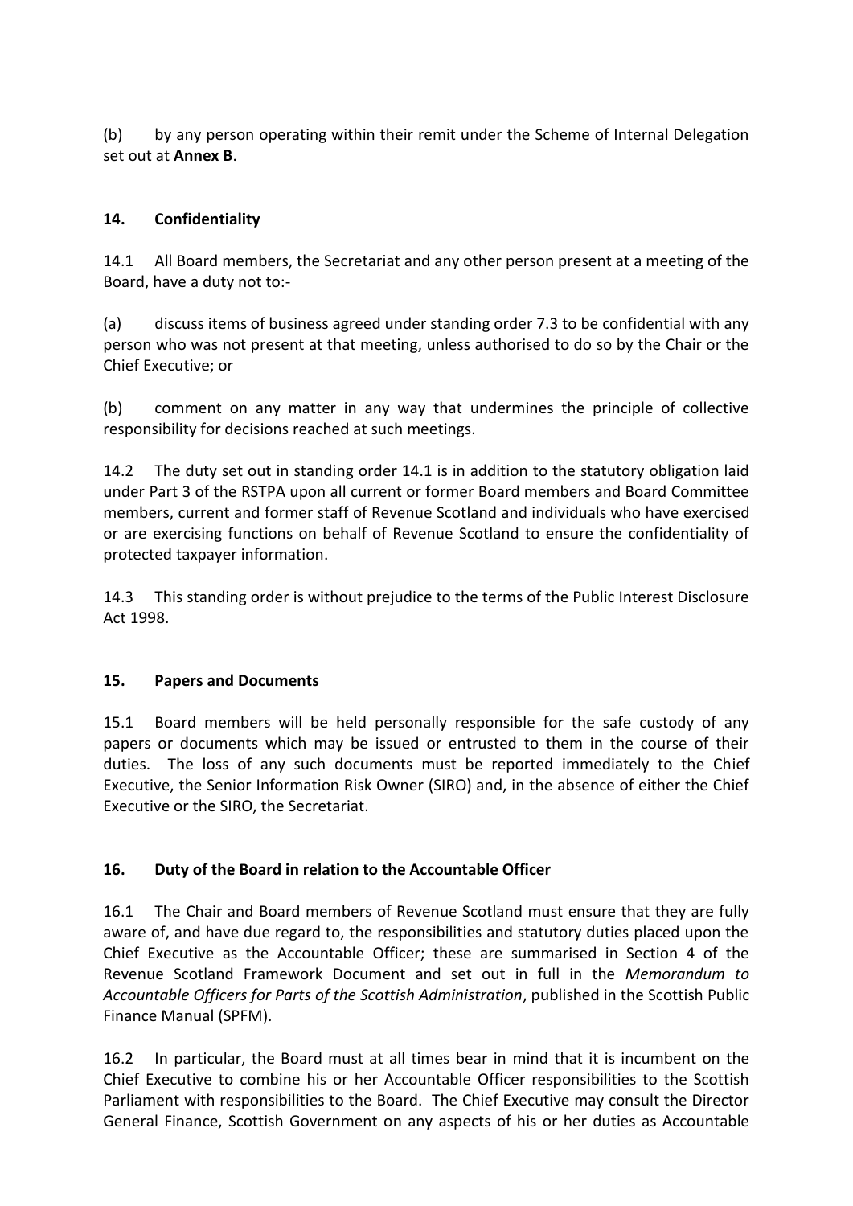(b) by any person operating within their remit under the Scheme of Internal Delegation set out at **Annex B**.

## 14. Confidentiality

14.1 All Board members, the Secretariat and any other person present at a meeting of the Board, have a duty not to:-

(a) discuss items of business agreed under standing order 7.3 to be confidential with any person who was not present at that meeting, unless authorised to do so by the Chair or the Chief Executive; or

(b) comment on any matter in any way that undermines the principle of collective responsibility for decisions reached at such meetings.

14.2 The duty set out in standing order 14.1 is in addition to the statutory obligation laid under Part 3 of the RSTPA upon all current or former Board members and Board Committee members, current and former staff of Revenue Scotland and individuals who have exercised or are exercising functions on behalf of Revenue Scotland to ensure the confidentiality of protected taxpayer information.

14.3 This standing order is without prejudice to the terms of the Public Interest Disclosure Act 1998.

## 15. Papers and Documents

15.1 Board members will be held personally responsible for the safe custody of any papers or documents which may be issued or entrusted to them in the course of their duties. The loss of any such documents must be reported immediately to the Chief Executive, the Senior Information Risk Owner (SIRO) and, in the absence of either the Chief Executive or the SIRO, the Secretariat.

## 16. Duty of the Board in relation to the Accountable Officer

16.1 The Chair and Board members of Revenue Scotland must ensure that they are fully aware of, and have due regard to, the responsibilities and statutory duties placed upon the Chief Executive as the Accountable Officer; these are summarised in Section 4 of the Revenue Scotland Framework Document and set out in full in the *Memorandum to Accountable Officers for Parts of the Scottish Administration*, published in the Scottish Public Finance Manual (SPFM).

16.2 In particular, the Board must at all times bear in mind that it is incumbent on the Chief Executive to combine his or her Accountable Officer responsibilities to the Scottish Parliament with responsibilities to the Board. The Chief Executive may consult the Director General Finance, Scottish Government on any aspects of his or her duties as Accountable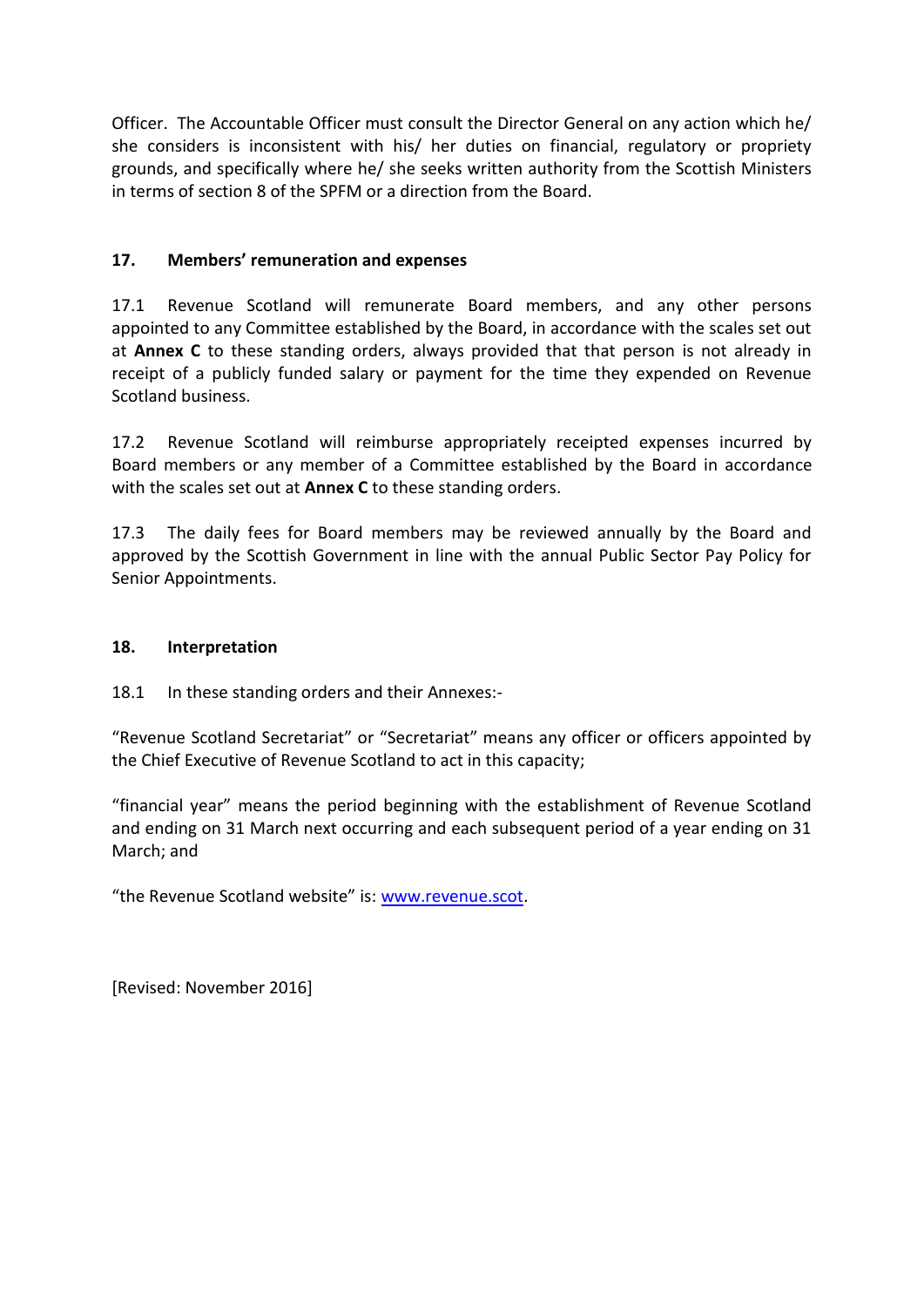Officer. The Accountable Officer must consult the Director General on any action which he/ she considers is inconsistent with his/ her duties on financial, regulatory or propriety grounds, and specifically where he/ she seeks written authority from the Scottish Ministers in terms of section 8 of the SPFM or a direction from the Board.

### 17. Members' remuneration and expenses

17.1 Revenue Scotland will remunerate Board members, and any other persons appointed to any Committee established by the Board, in accordance with the scales set out at **Annex C** to these standing orders, always provided that that person is not already in receipt of a publicly funded salary or payment for the time they expended on Revenue Scotland business.

17.2 Revenue Scotland will reimburse appropriately receipted expenses incurred by Board members or any member of a Committee established by the Board in accordance with the scales set out at **Annex C** to these standing orders.

17.3 The daily fees for Board members may be reviewed annually by the Board and approved by the Scottish Government in line with the annual Public Sector Pay Policy for Senior Appointments.

### 18. Interpretation

18.1 In these standing orders and their Annexes:-

"Revenue Scotland Secretariat" or "Secretariat" means any officer or officers appointed by the Chief Executive of Revenue Scotland to act in this capacity;

"financial year" means the period beginning with the establishment of Revenue Scotland and ending on 31 March next occurring and each subsequent period of a year ending on 31 March; and

"the Revenue Scotland website" is: www.revenue.scot.

[Revised: November 2016]